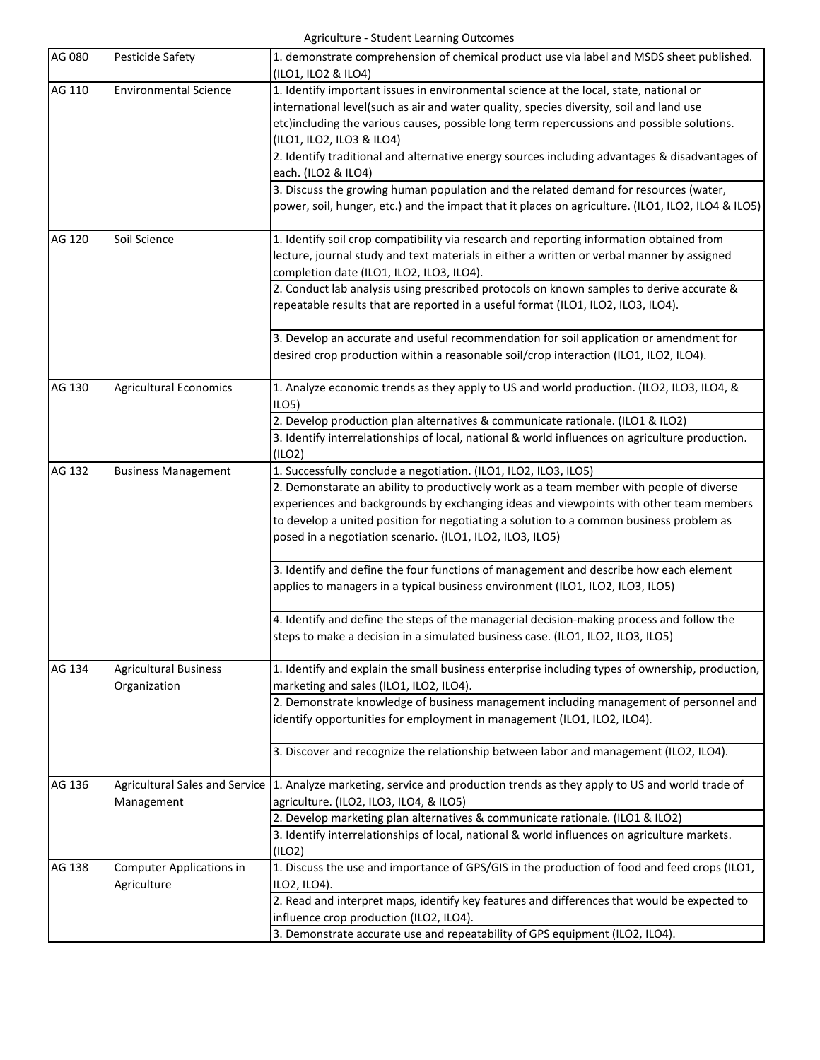Agriculture - Student Learning Outcomes

| Course | Title | Student Learning Outcomes |
|---|---|---|
| AG 080 | Pesticide Safety | 1. demonstrate comprehension of chemical product use via label and MSDS sheet published. (ILO1, ILO2 & ILO4) |
| AG 110 | Environmental Science | 1. Identify important issues in environmental science at the local, state, national or international level(such as air and water quality, species diversity, soil and land use etc)including the various causes, possible long term repercussions and possible solutions. (ILO1, ILO2, ILO3 & ILO4) |
| | | 2. Identify traditional and alternative energy sources including advantages & disadvantages of each. (ILO2 & ILO4) |
| | | 3. Discuss the growing human population and the related demand for resources (water, power, soil, hunger, etc.) and the impact that it places on agriculture. (ILO1, ILO2, ILO4 & ILO5) |
| AG 120 | Soil Science | 1. Identify soil crop compatibility via research and reporting information obtained from lecture, journal study and text materials in either a written or verbal manner by assigned completion date (ILO1, ILO2, ILO3, ILO4). |
| | | 2. Conduct lab analysis using prescribed protocols on known samples to derive accurate & repeatable results that are reported in a useful format (ILO1, ILO2, ILO3, ILO4). |
| | | 3. Develop an accurate and useful recommendation for soil application or amendment for desired crop production within a reasonable soil/crop interaction (ILO1, ILO2, ILO4). |
| AG 130 | Agricultural Economics | 1. Analyze economic trends as they apply to US and world production. (ILO2, ILO3, ILO4, & ILO5) |
| | | 2. Develop production plan alternatives & communicate rationale. (ILO1 & ILO2) |
| | | 3. Identify interrelationships of local, national & world influences on agriculture production. (ILO2) |
| AG 132 | Business Management | 1. Successfully conclude a negotiation. (ILO1, ILO2, ILO3, ILO5) |
| | | 2. Demonstarate an ability to productively work as a team member with people of diverse experiences and backgrounds by exchanging ideas and viewpoints with other team members to develop a united position for negotiating a solution to a common business problem as posed in a negotiation scenario. (ILO1, ILO2, ILO3, ILO5) |
| | | 3. Identify and define the four functions of management and describe how each element applies to managers in a typical business environment (ILO1, ILO2, ILO3, ILO5) |
| | | 4. Identify and define the steps of the managerial decision-making process and follow the steps to make a decision in a simulated business case. (ILO1, ILO2, ILO3, ILO5) |
| AG 134 | Agricultural Business Organization | 1. Identify and explain the small business enterprise including types of ownership, production, marketing and sales (ILO1, ILO2, ILO4). |
| | | 2. Demonstrate knowledge of business management including management of personnel and identify opportunities for employment in management (ILO1, ILO2, ILO4). |
| | | 3. Discover and recognize the relationship between labor and management (ILO2, ILO4). |
| AG 136 | Agricultural Sales and Service Management | 1. Analyze marketing, service and production trends as they apply to US and world trade of agriculture. (ILO2, ILO3, ILO4, & ILO5) |
| | | 2. Develop marketing plan alternatives & communicate rationale. (ILO1 & ILO2) |
| | | 3. Identify interrelationships of local, national & world influences on agriculture markets. (ILO2) |
| AG 138 | Computer Applications in Agriculture | 1. Discuss the use and importance of GPS/GIS in the production of food and feed crops (ILO1, ILO2, ILO4). |
| | | 2. Read and interpret maps, identify key features and differences that would be expected to influence crop production (ILO2, ILO4). |
| | | 3. Demonstrate accurate use and repeatability of GPS equipment (ILO2, ILO4). |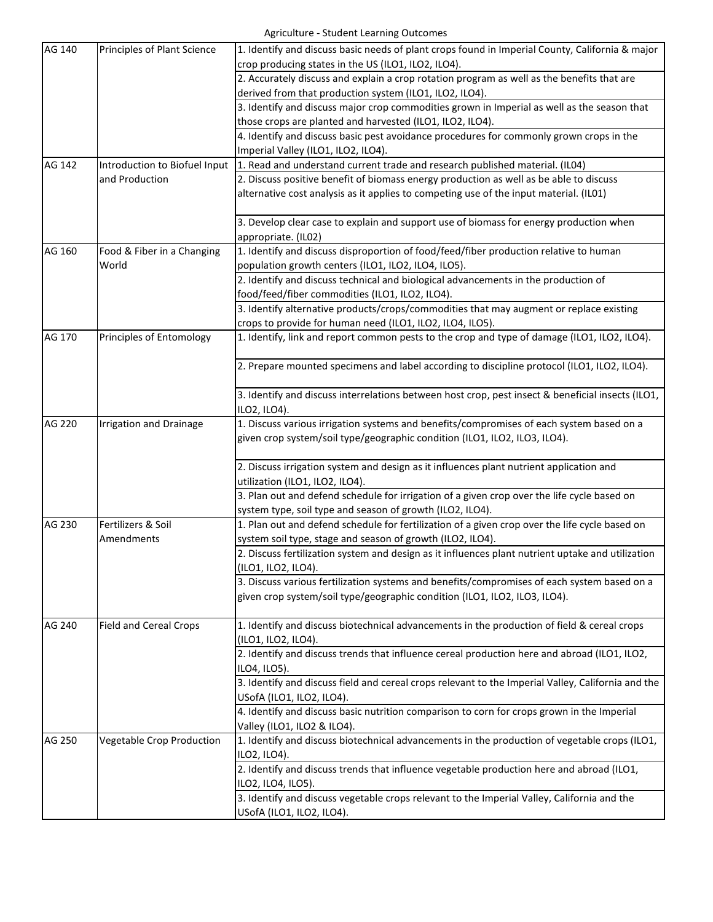Agriculture - Student Learning Outcomes

| | | |
|---|---|---|
| AG 140 | Principles of Plant Science | 1. Identify and discuss basic needs of plant crops found in Imperial County, California & major crop producing states in the US (ILO1, ILO2, ILO4). |
| | | 2. Accurately discuss and explain a crop rotation program as well as the benefits that are derived from that production system (ILO1, ILO2, ILO4). |
| | | 3. Identify and discuss major crop commodities grown in Imperial as well as the season that those crops are planted and harvested (ILO1, ILO2, ILO4). |
| | | 4. Identify and discuss basic pest avoidance procedures for commonly grown crops in the Imperial Valley (ILO1, ILO2, ILO4). |
| AG 142 | Introduction to Biofuel Input and Production | 1. Read and understand current trade and research published material. (IL04) |
| | | 2. Discuss positive benefit of biomass energy production as well as be able to discuss alternative cost analysis as it applies to competing use of the input material. (IL01) |
| | | 3. Develop clear case to explain and support use of biomass for energy production when appropriate. (IL02) |
| AG 160 | Food & Fiber in a Changing World | 1. Identify and discuss disproportion of food/feed/fiber production relative to human population growth centers (ILO1, ILO2, ILO4, ILO5). |
| | | 2. Identify and discuss technical and biological advancements in the production of food/feed/fiber commodities (ILO1, ILO2, ILO4). |
| | | 3. Identify alternative products/crops/commodities that may augment or replace existing crops to provide for human need (ILO1, ILO2, ILO4, ILO5). |
| AG 170 | Principles of Entomology | 1. Identify, link and report common pests to the crop and type of damage (ILO1, ILO2, ILO4). |
| | | 2. Prepare mounted specimens and label according to discipline protocol (ILO1, ILO2, ILO4). |
| | | 3. Identify and discuss interrelations between host crop, pest insect & beneficial insects (ILO1, ILO2, ILO4). |
| AG 220 | Irrigation and Drainage | 1. Discuss various irrigation systems and benefits/compromises of each system based on a given crop system/soil type/geographic condition (ILO1, ILO2, ILO3, ILO4). |
| | | 2. Discuss irrigation system and design as it influences plant nutrient application and utilization (ILO1, ILO2, ILO4). |
| | | 3. Plan out and defend schedule for irrigation of a given crop over the life cycle based on system type, soil type and season of growth (ILO2, ILO4). |
| AG 230 | Fertilizers & Soil Amendments | 1. Plan out and defend schedule for fertilization of a given crop over the life cycle based on system soil type, stage and season of growth (ILO2, ILO4). |
| | | 2. Discuss fertilization system and design as it influences plant nutrient uptake and utilization (ILO1, ILO2, ILO4). |
| | | 3. Discuss various fertilization systems and benefits/compromises of each system based on a given crop system/soil type/geographic condition (ILO1, ILO2, ILO3, ILO4). |
| AG 240 | Field and Cereal Crops | 1. Identify and discuss biotechnical advancements in the production of field & cereal crops (ILO1, ILO2, ILO4). |
| | | 2. Identify and discuss trends that influence cereal production here and abroad (ILO1, ILO2, ILO4, ILO5). |
| | | 3. Identify and discuss field and cereal crops relevant to the Imperial Valley, California and the USofA (ILO1, ILO2, ILO4). |
| | | 4. Identify and discuss basic nutrition comparison to corn for crops grown in the Imperial Valley (ILO1, ILO2 & ILO4). |
| AG 250 | Vegetable Crop Production | 1. Identify and discuss biotechnical advancements in the production of vegetable crops (ILO1, ILO2, ILO4). |
| | | 2. Identify and discuss trends that influence vegetable production here and abroad (ILO1, ILO2, ILO4, ILO5). |
| | | 3. Identify and discuss vegetable crops relevant to the Imperial Valley, California and the USofA (ILO1, ILO2, ILO4). |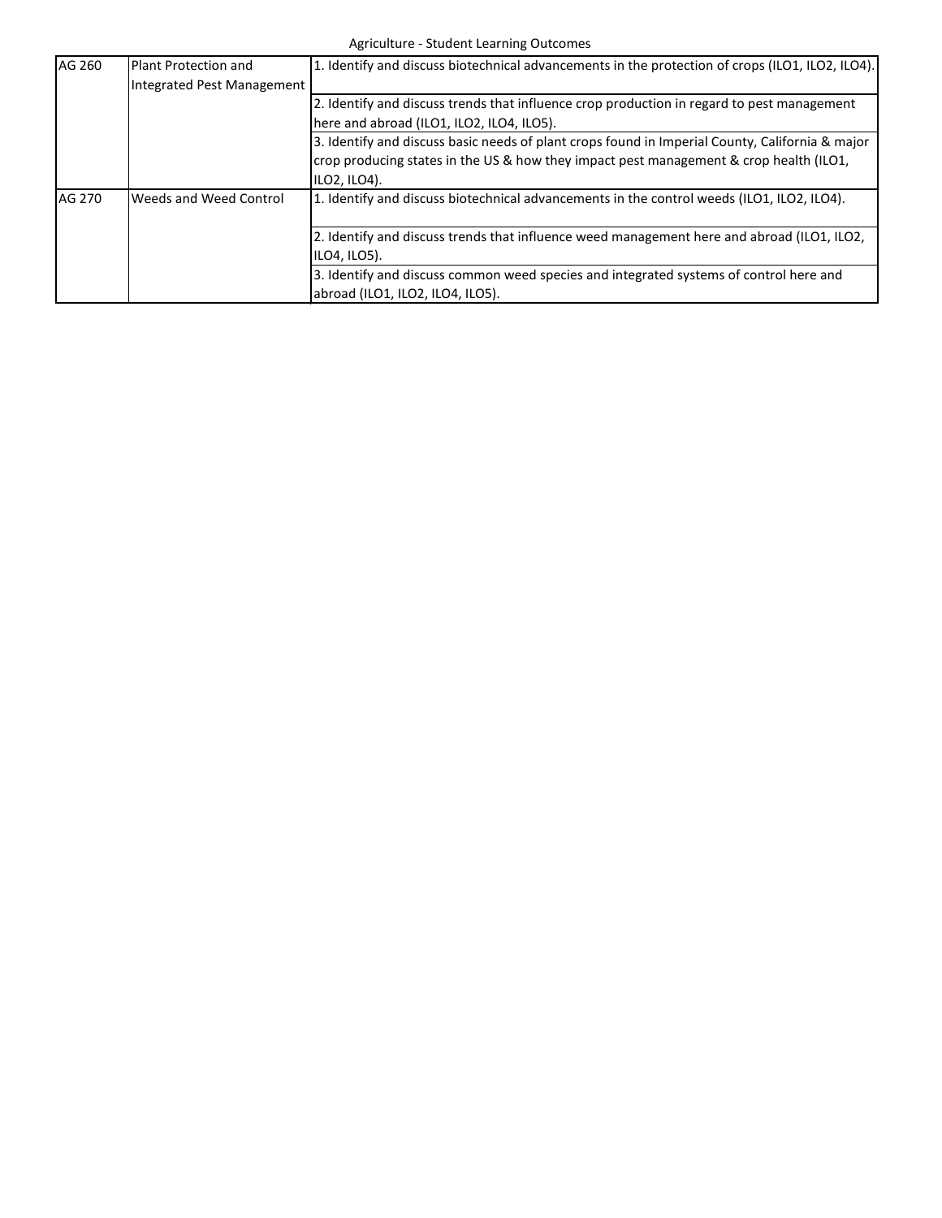| | | |
|---|---|---|
| AG 260 | Plant Protection and Integrated Pest Management | 1. Identify and discuss biotechnical advancements in the protection of crops (ILO1, ILO2, ILO4). |
| | | 2. Identify and discuss trends that influence crop production in regard to pest management here and abroad (ILO1, ILO2, ILO4, ILO5). |
| | | 3. Identify and discuss basic needs of plant crops found in Imperial County, California & major crop producing states in the US & how they impact pest management & crop health (ILO1, ILO2, ILO4). |
| AG 270 | Weeds and Weed Control | 1. Identify and discuss biotechnical advancements in the control weeds (ILO1, ILO2, ILO4). |
| | | 2. Identify and discuss trends that influence weed management here and abroad (ILO1, ILO2, ILO4, ILO5). |
| | | 3. Identify and discuss common weed species and integrated systems of control here and abroad (ILO1, ILO2, ILO4, ILO5). |